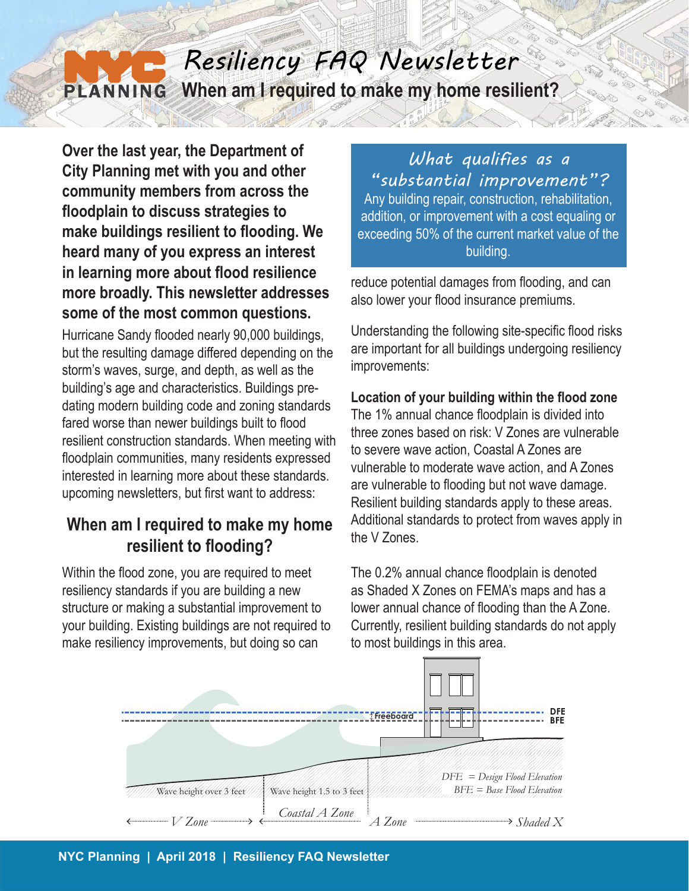# Resiliency FAQ Newsletter

## When am I required to make my home resilient?

**Over the last year, the Department of City Planning met with you and other community members from across the floodplain to discuss strategies to make buildings resilient to flooding. We heard many of you express an interest in learning more about flood resilience more broadly. This newsletter addresses some of the most common questions.**

Hurricane Sandy flooded nearly 90,000 buildings, but the resulting damage differed depending on the storm's waves, surge, and depth, as well as the building's age and characteristics. Buildings pre-dating modern building code and zoning standards fared worse than newer buildings built to flood resilient construction standards. When meeting with floodplain communities, many residents expressed interested in learning more about these standards. upcoming newsletters, but first want to address:

## When am I required to make my home resilient to flooding?

Within the flood zone, you are required to meet resiliency standards if you are building a new structure or making a substantial improvement to your building. Existing buildings are not required to make resiliency improvements, but doing so can reduce potential damages from flooding, and can also lower your flood insurance premiums.

> ### What qualifies as a "substantial improvement"?
> Any building repair, construction, rehabilitation, addition, or improvement with a cost equaling or exceeding 50% of the current market value of the building.

Understanding the following site-specific flood risks are important for all buildings undergoing resiliency improvements:

**Location of your building within the flood zone**

The 1% annual chance floodplain is divided into three zones based on risk: V Zones are vulnerable to severe wave action, Coastal A Zones are vulnerable to moderate wave action, and A Zones are vulnerable to flooding but not wave damage. Resilient building standards apply to these areas. Additional standards to protect from waves apply in the V Zones.

The 0.2% annual chance floodplain is denoted as Shaded X Zones on FEMA's maps and has a lower annual chance of flooding than the A Zone. Currently, resilient building standards do not apply to most buildings in this area.

Freeboard | DFE | BFE

Wave height over 3 feet | Wave height 1.5 to 3 feet

*V Zone* | *Coastal A Zone* | *A Zone* | *Shaded X*

*DFE = Design Flood Elevation*
*BFE = Base Flood Elevation*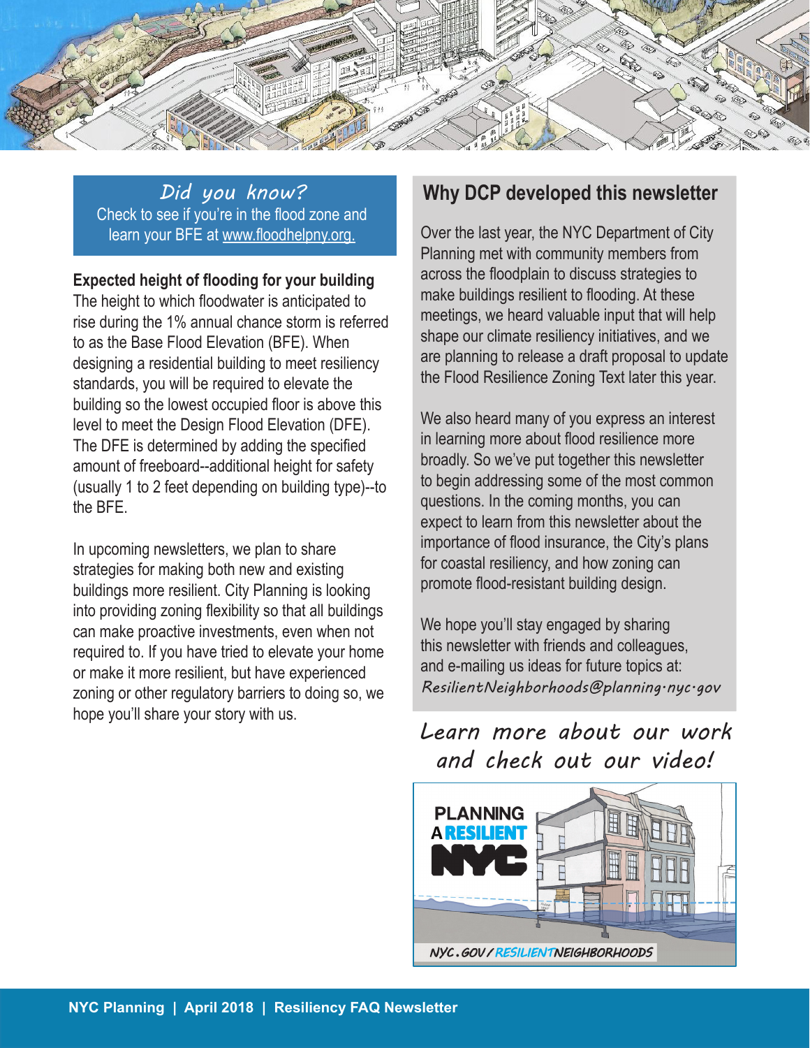*Did you know?*
Check to see if you're in the flood zone and learn your BFE at www.floodhelpny.org.

**Expected height of flooding for your building**
The height to which floodwater is anticipated to rise during the 1% annual chance storm is referred to as the Base Flood Elevation (BFE). When designing a residential building to meet resiliency standards, you will be required to elevate the building so the lowest occupied floor is above this level to meet the Design Flood Elevation (DFE). The DFE is determined by adding the specified amount of freeboard--additional height for safety (usually 1 to 2 feet depending on building type)--to the BFE.

In upcoming newsletters, we plan to share strategies for making both new and existing buildings more resilient. City Planning is looking into providing zoning flexibility so that all buildings can make proactive investments, even when not required to. If you have tried to elevate your home or make it more resilient, but have experienced zoning or other regulatory barriers to doing so, we hope you'll share your story with us.

## Why DCP developed this newsletter

Over the last year, the NYC Department of City Planning met with community members from across the floodplain to discuss strategies to make buildings resilient to flooding. At these meetings, we heard valuable input that will help shape our climate resiliency initiatives, and we are planning to release a draft proposal to update the Flood Resilience Zoning Text later this year.

We also heard many of you express an interest in learning more about flood resilience more broadly. So we've put together this newsletter to begin addressing some of the most common questions. In the coming months, you can expect to learn from this newsletter about the importance of flood insurance, the City's plans for coastal resiliency, and how zoning can promote flood-resistant building design.

We hope you'll stay engaged by sharing this newsletter with friends and colleagues, and e-mailing us ideas for future topics at: *ResilientNeighborhoods@planning.nyc.gov*

*Learn more about our work and check out our video!*

PLANNING A RESILIENT NYC

NYC.GOV/RESILIENTNEIGHBORHOODS